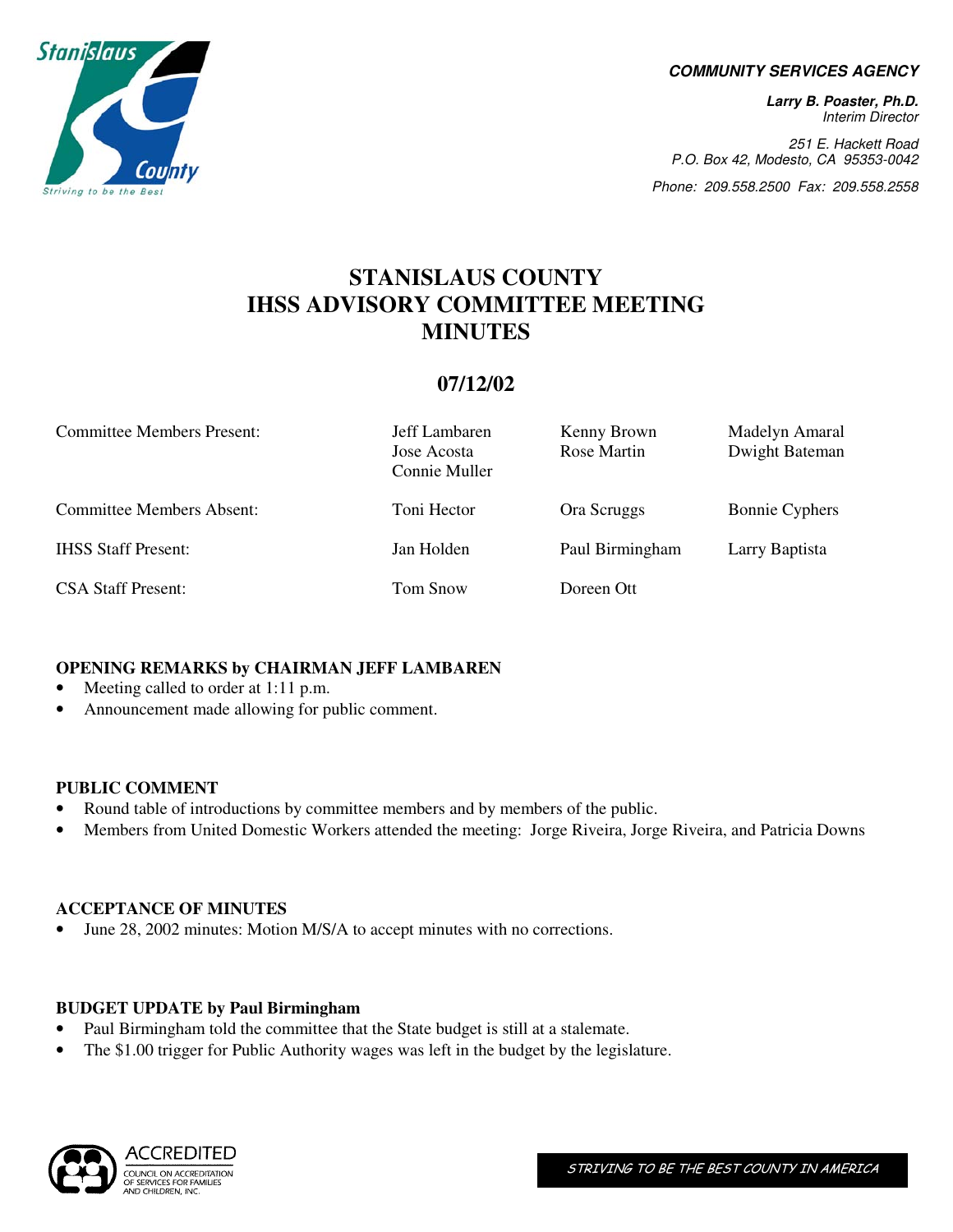**COMMUNITY SERVICES AGENCY**

***Larry B. Poaster, Ph.D.***
*Interim Director*

*251 E. Hackett Road*
*P.O. Box 42, Modesto, CA 95353-0042*

*Phone: 209.558.2500 Fax: 209.558.2558*

# STANISLAUS COUNTY IHSS ADVISORY COMMITTEE MEETING MINUTES

## 07/12/02

| | | | |
|---|---|---|---|
| Committee Members Present: | Jeff Lambaren<br>Jose Acosta<br>Connie Muller | Kenny Brown<br>Rose Martin | Madelyn Amaral<br>Dwight Bateman |
| Committee Members Absent: | Toni Hector | Ora Scruggs | Bonnie Cyphers |
| IHSS Staff Present: | Jan Holden | Paul Birmingham | Larry Baptista |
| CSA Staff Present: | Tom Snow | Doreen Ott | |

### OPENING REMARKS by CHAIRMAN JEFF LAMBAREN

- Meeting called to order at 1:11 p.m.
- Announcement made allowing for public comment.

### PUBLIC COMMENT

- Round table of introductions by committee members and by members of the public.
- Members from United Domestic Workers attended the meeting: Jorge Riveira, Jorge Riveira, and Patricia Downs

### ACCEPTANCE OF MINUTES

- June 28, 2002 minutes: Motion M/S/A to accept minutes with no corrections.

### BUDGET UPDATE by Paul Birmingham

- Paul Birmingham told the committee that the State budget is still at a stalemate.
- The $1.00 trigger for Public Authority wages was left in the budget by the legislature.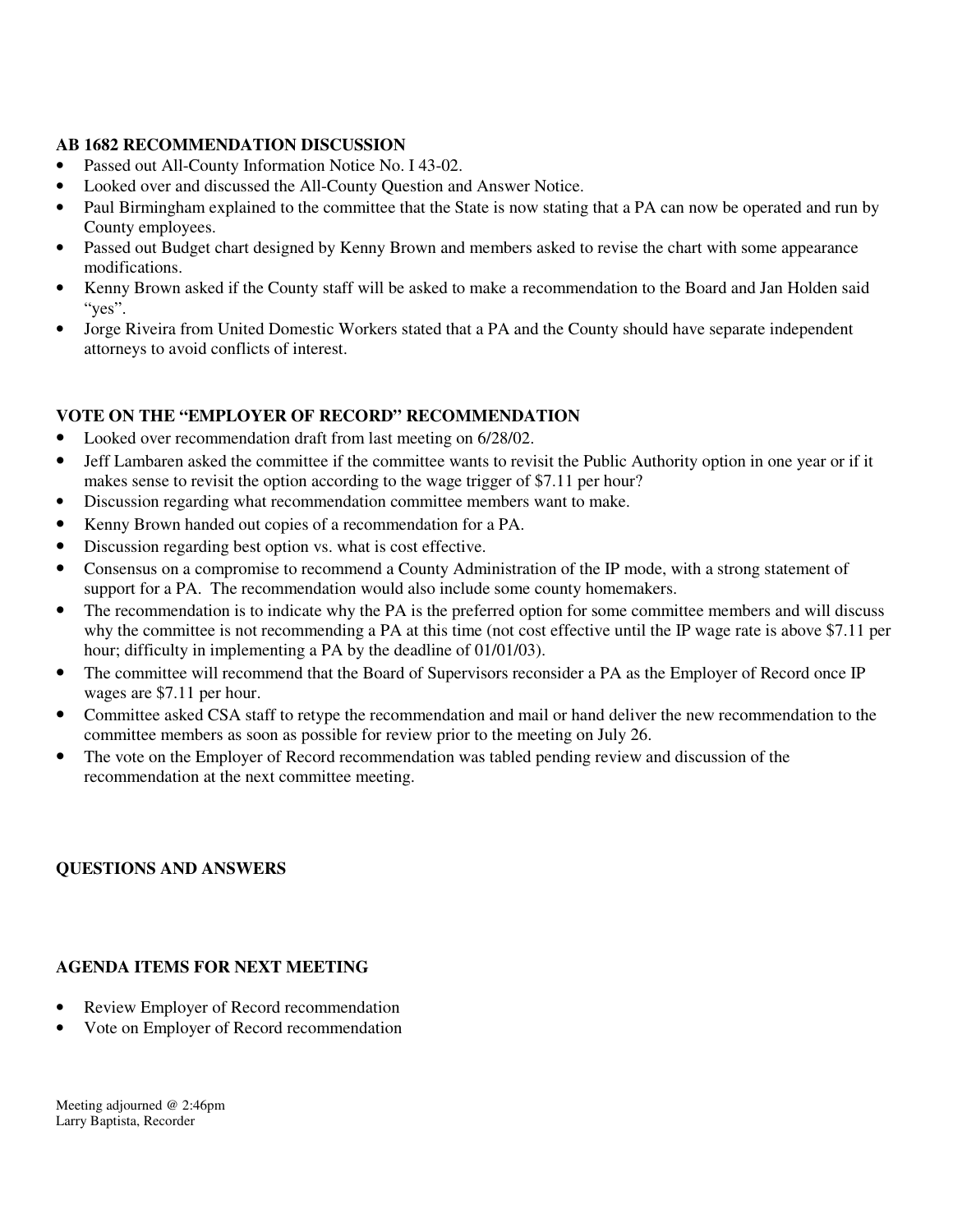## AB 1682 RECOMMENDATION DISCUSSION

- Passed out All-County Information Notice No. I 43-02.
- Looked over and discussed the All-County Question and Answer Notice.
- Paul Birmingham explained to the committee that the State is now stating that a PA can now be operated and run by County employees.
- Passed out Budget chart designed by Kenny Brown and members asked to revise the chart with some appearance modifications.
- Kenny Brown asked if the County staff will be asked to make a recommendation to the Board and Jan Holden said "yes".
- Jorge Riveira from United Domestic Workers stated that a PA and the County should have separate independent attorneys to avoid conflicts of interest.

## VOTE ON THE "EMPLOYER OF RECORD" RECOMMENDATION

- Looked over recommendation draft from last meeting on 6/28/02.
- Jeff Lambaren asked the committee if the committee wants to revisit the Public Authority option in one year or if it makes sense to revisit the option according to the wage trigger of $7.11 per hour?
- Discussion regarding what recommendation committee members want to make.
- Kenny Brown handed out copies of a recommendation for a PA.
- Discussion regarding best option vs. what is cost effective.
- Consensus on a compromise to recommend a County Administration of the IP mode, with a strong statement of support for a PA. The recommendation would also include some county homemakers.
- The recommendation is to indicate why the PA is the preferred option for some committee members and will discuss why the committee is not recommending a PA at this time (not cost effective until the IP wage rate is above $7.11 per hour; difficulty in implementing a PA by the deadline of 01/01/03).
- The committee will recommend that the Board of Supervisors reconsider a PA as the Employer of Record once IP wages are $7.11 per hour.
- Committee asked CSA staff to retype the recommendation and mail or hand deliver the new recommendation to the committee members as soon as possible for review prior to the meeting on July 26.
- The vote on the Employer of Record recommendation was tabled pending review and discussion of the recommendation at the next committee meeting.

## QUESTIONS AND ANSWERS

## AGENDA ITEMS FOR NEXT MEETING

- Review Employer of Record recommendation
- Vote on Employer of Record recommendation

Meeting adjourned @ 2:46pm
Larry Baptista, Recorder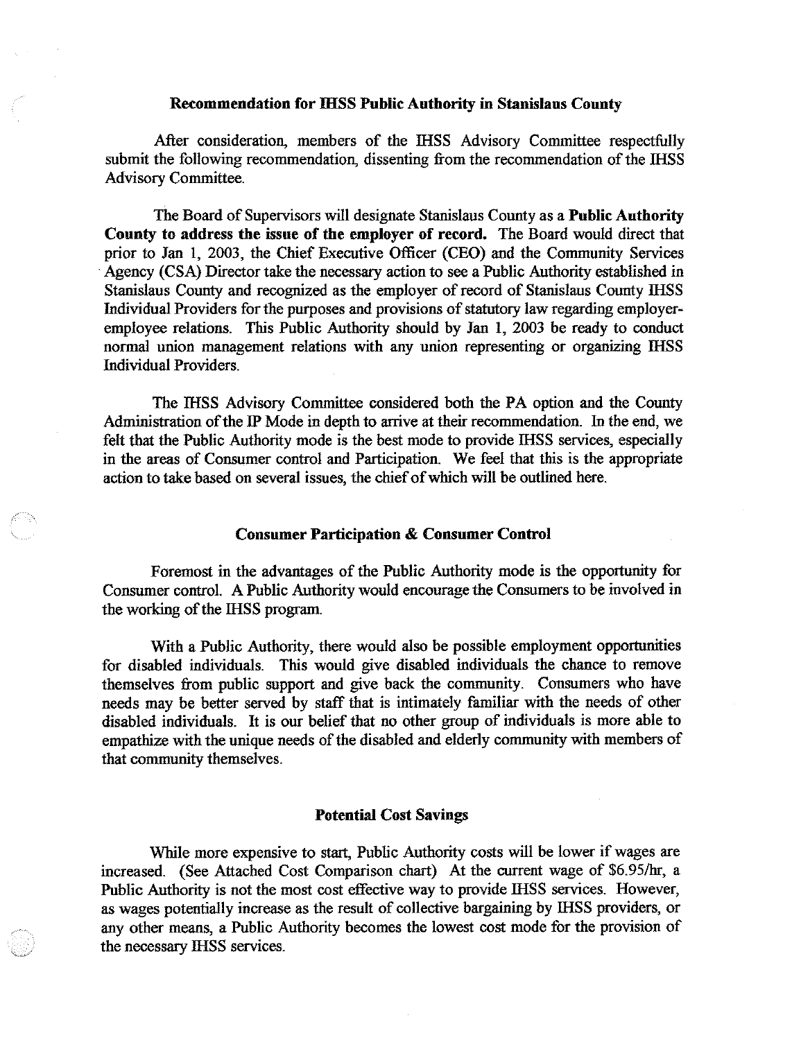**Recommendation for IHSS Public Authority in Stanislaus County**

After consideration, members of the IHSS Advisory Committee respectfully submit the following recommendation, dissenting from the recommendation of the IHSS Advisory Committee.

The Board of Supervisors will designate Stanislaus County as a **Public Authority County to address the issue of the employer of record.** The Board would direct that prior to Jan 1, 2003, the Chief Executive Officer (CEO) and the Community Services Agency (CSA) Director take the necessary action to see a Public Authority established in Stanislaus County and recognized as the employer of record of Stanislaus County IHSS Individual Providers for the purposes and provisions of statutory law regarding employer-employee relations. This Public Authority should by Jan 1, 2003 be ready to conduct normal union management relations with any union representing or organizing IHSS Individual Providers.

The IHSS Advisory Committee considered both the PA option and the County Administration of the IP Mode in depth to arrive at their recommendation. In the end, we felt that the Public Authority mode is the best mode to provide IHSS services, especially in the areas of Consumer control and Participation. We feel that this is the appropriate action to take based on several issues, the chief of which will be outlined here.

**Consumer Participation & Consumer Control**

Foremost in the advantages of the Public Authority mode is the opportunity for Consumer control. A Public Authority would encourage the Consumers to be involved in the working of the IHSS program.

With a Public Authority, there would also be possible employment opportunities for disabled individuals. This would give disabled individuals the chance to remove themselves from public support and give back the community. Consumers who have needs may be better served by staff that is intimately familiar with the needs of other disabled individuals. It is our belief that no other group of individuals is more able to empathize with the unique needs of the disabled and elderly community with members of that community themselves.

**Potential Cost Savings**

While more expensive to start, Public Authority costs will be lower if wages are increased. (See Attached Cost Comparison chart) At the current wage of $6.95/hr, a Public Authority is not the most cost effective way to provide IHSS services. However, as wages potentially increase as the result of collective bargaining by IHSS providers, or any other means, a Public Authority becomes the lowest cost mode for the provision of the necessary IHSS services.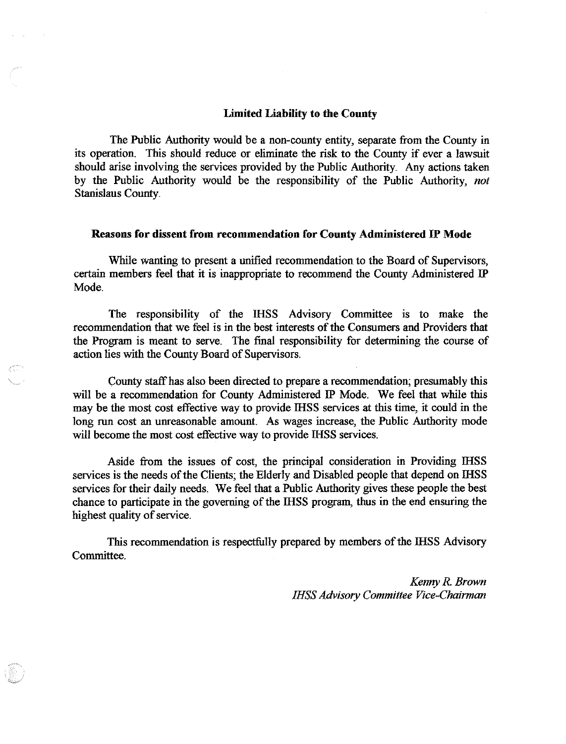### Limited Liability to the County

The Public Authority would be a non-county entity, separate from the County in its operation. This should reduce or eliminate the risk to the County if ever a lawsuit should arise involving the services provided by the Public Authority. Any actions taken by the Public Authority would be the responsibility of the Public Authority, *not* Stanislaus County.

### Reasons for dissent from recommendation for County Administered IP Mode

While wanting to present a unified recommendation to the Board of Supervisors, certain members feel that it is inappropriate to recommend the County Administered IP Mode.

The responsibility of the IHSS Advisory Committee is to make the recommendation that we feel is in the best interests of the Consumers and Providers that the Program is meant to serve. The final responsibility for determining the course of action lies with the County Board of Supervisors.

County staff has also been directed to prepare a recommendation; presumably this will be a recommendation for County Administered IP Mode. We feel that while this may be the most cost effective way to provide IHSS services at this time, it could in the long run cost an unreasonable amount. As wages increase, the Public Authority mode will become the most cost effective way to provide IHSS services.

Aside from the issues of cost, the principal consideration in Providing IHSS services is the needs of the Clients; the Elderly and Disabled people that depend on IHSS services for their daily needs. We feel that a Public Authority gives these people the best chance to participate in the governing of the IHSS program, thus in the end ensuring the highest quality of service.

This recommendation is respectfully prepared by members of the IHSS Advisory Committee.

*Kenny R. Brown*
*IHSS Advisory Committee Vice-Chairman*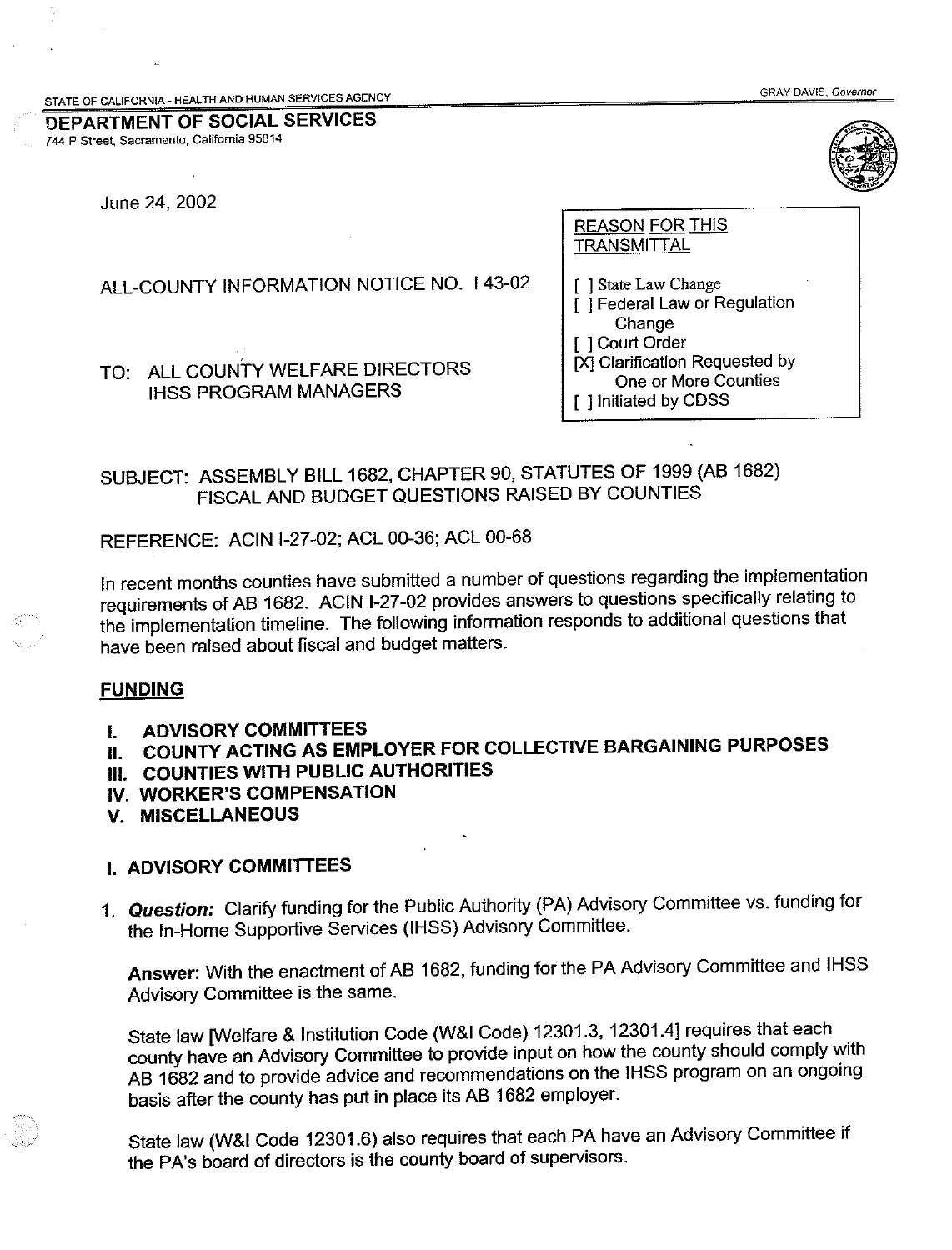STATE OF CALIFORNIA - HEALTH AND HUMAN SERVICES AGENCY

GRAY DAVIS, *Governor*

**DEPARTMENT OF SOCIAL SERVICES**
744 P Street, Sacramento, California 95814

June 24, 2002

ALL-COUNTY INFORMATION NOTICE NO. I 43-02

TO: ALL COUNTY WELFARE DIRECTORS
IHSS PROGRAM MANAGERS

REASON FOR THIS TRANSMITTAL

[ ] State Law Change
[ ] Federal Law or Regulation Change
[ ] Court Order
[X] Clarification Requested by One or More Counties
[ ] Initiated by CDSS

SUBJECT: ASSEMBLY BILL 1682, CHAPTER 90, STATUTES OF 1999 (AB 1682) FISCAL AND BUDGET QUESTIONS RAISED BY COUNTIES

REFERENCE: ACIN I-27-02; ACL 00-36; ACL 00-68

In recent months counties have submitted a number of questions regarding the implementation requirements of AB 1682. ACIN I-27-02 provides answers to questions specifically relating to the implementation timeline. The following information responds to additional questions that have been raised about fiscal and budget matters.

## FUNDING

- **I. ADVISORY COMMITTEES**
- **II. COUNTY ACTING AS EMPLOYER FOR COLLECTIVE BARGAINING PURPOSES**
- **III. COUNTIES WITH PUBLIC AUTHORITIES**
- **IV. WORKER'S COMPENSATION**
- **V. MISCELLANEOUS**

## I. ADVISORY COMMITTEES

1. ***Question:*** Clarify funding for the Public Authority (PA) Advisory Committee vs. funding for the In-Home Supportive Services (IHSS) Advisory Committee.

   **Answer:** With the enactment of AB 1682, funding for the PA Advisory Committee and IHSS Advisory Committee is the same.

   State law [Welfare & Institution Code (W&I Code) 12301.3, 12301.4] requires that each county have an Advisory Committee to provide input on how the county should comply with AB 1682 and to provide advice and recommendations on the IHSS program on an ongoing basis after the county has put in place its AB 1682 employer.

   State law (W&I Code 12301.6) also requires that each PA have an Advisory Committee if the PA's board of directors is the county board of supervisors.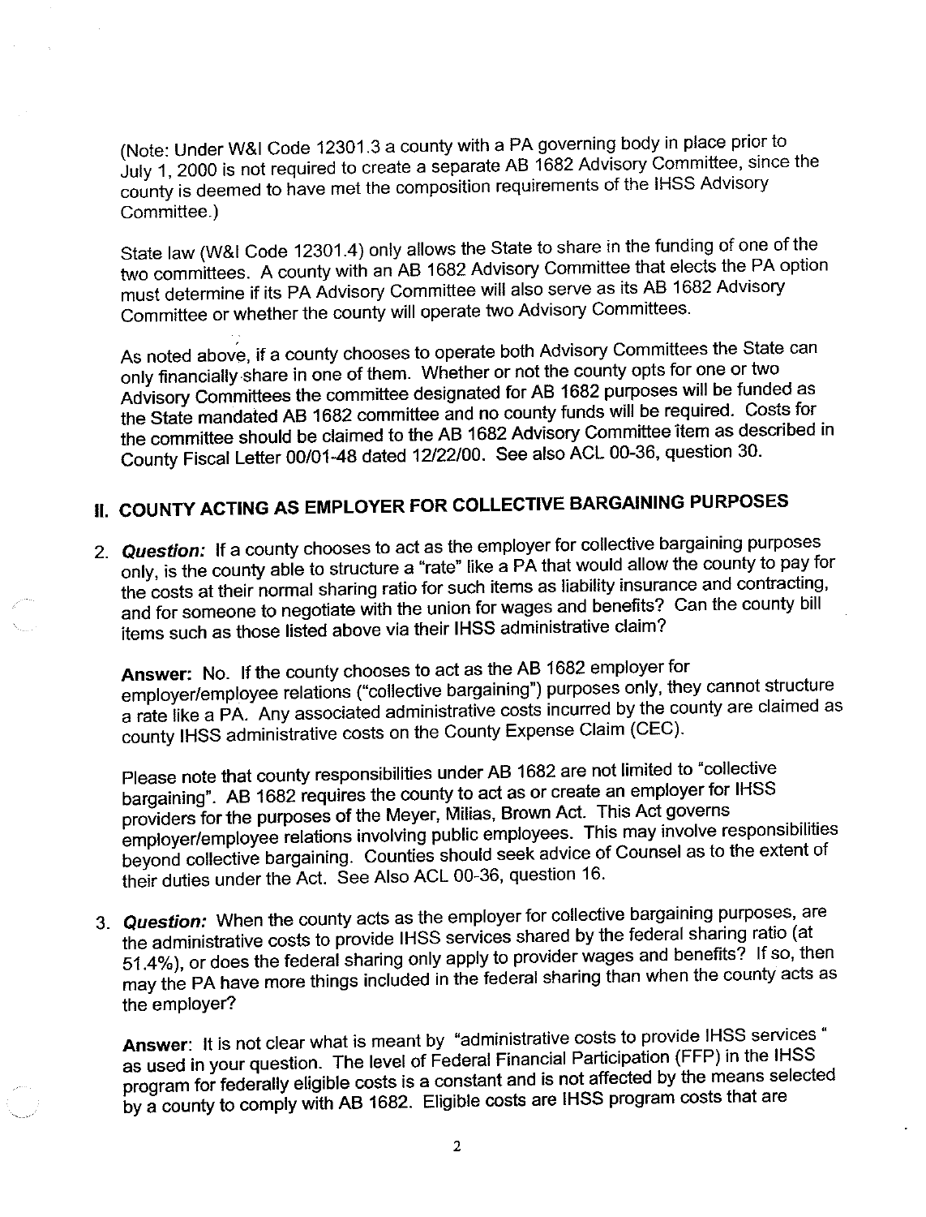(Note: Under W&I Code 12301.3 a county with a PA governing body in place prior to July 1, 2000 is not required to create a separate AB 1682 Advisory Committee, since the county is deemed to have met the composition requirements of the IHSS Advisory Committee.)

State law (W&I Code 12301.4) only allows the State to share in the funding of one of the two committees. A county with an AB 1682 Advisory Committee that elects the PA option must determine if its PA Advisory Committee will also serve as its AB 1682 Advisory Committee or whether the county will operate two Advisory Committees.

As noted above, if a county chooses to operate both Advisory Committees the State can only financially share in one of them. Whether or not the county opts for one or two Advisory Committees the committee designated for AB 1682 purposes will be funded as the State mandated AB 1682 committee and no county funds will be required. Costs for the committee should be claimed to the AB 1682 Advisory Committee item as described in County Fiscal Letter 00/01-48 dated 12/22/00. See also ACL 00-36, question 30.

## II. COUNTY ACTING AS EMPLOYER FOR COLLECTIVE BARGAINING PURPOSES

2. ***Question:*** If a county chooses to act as the employer for collective bargaining purposes only, is the county able to structure a "rate" like a PA that would allow the county to pay for the costs at their normal sharing ratio for such items as liability insurance and contracting, and for someone to negotiate with the union for wages and benefits? Can the county bill items such as those listed above via their IHSS administrative claim?

   **Answer:** No. If the county chooses to act as the AB 1682 employer for employer/employee relations ("collective bargaining") purposes only, they cannot structure a rate like a PA. Any associated administrative costs incurred by the county are claimed as county IHSS administrative costs on the County Expense Claim (CEC).

   Please note that county responsibilities under AB 1682 are not limited to "collective bargaining". AB 1682 requires the county to act as or create an employer for IHSS providers for the purposes of the Meyer, Milias, Brown Act. This Act governs employer/employee relations involving public employees. This may involve responsibilities beyond collective bargaining. Counties should seek advice of Counsel as to the extent of their duties under the Act. See Also ACL 00-36, question 16.

3. ***Question:*** When the county acts as the employer for collective bargaining purposes, are the administrative costs to provide IHSS services shared by the federal sharing ratio (at 51.4%), or does the federal sharing only apply to provider wages and benefits? If so, then may the PA have more things included in the federal sharing than when the county acts as the employer?

   **Answer**: It is not clear what is meant by "administrative costs to provide IHSS services" as used in your question. The level of Federal Financial Participation (FFP) in the IHSS program for federally eligible costs is a constant and is not affected by the means selected by a county to comply with AB 1682. Eligible costs are IHSS program costs that are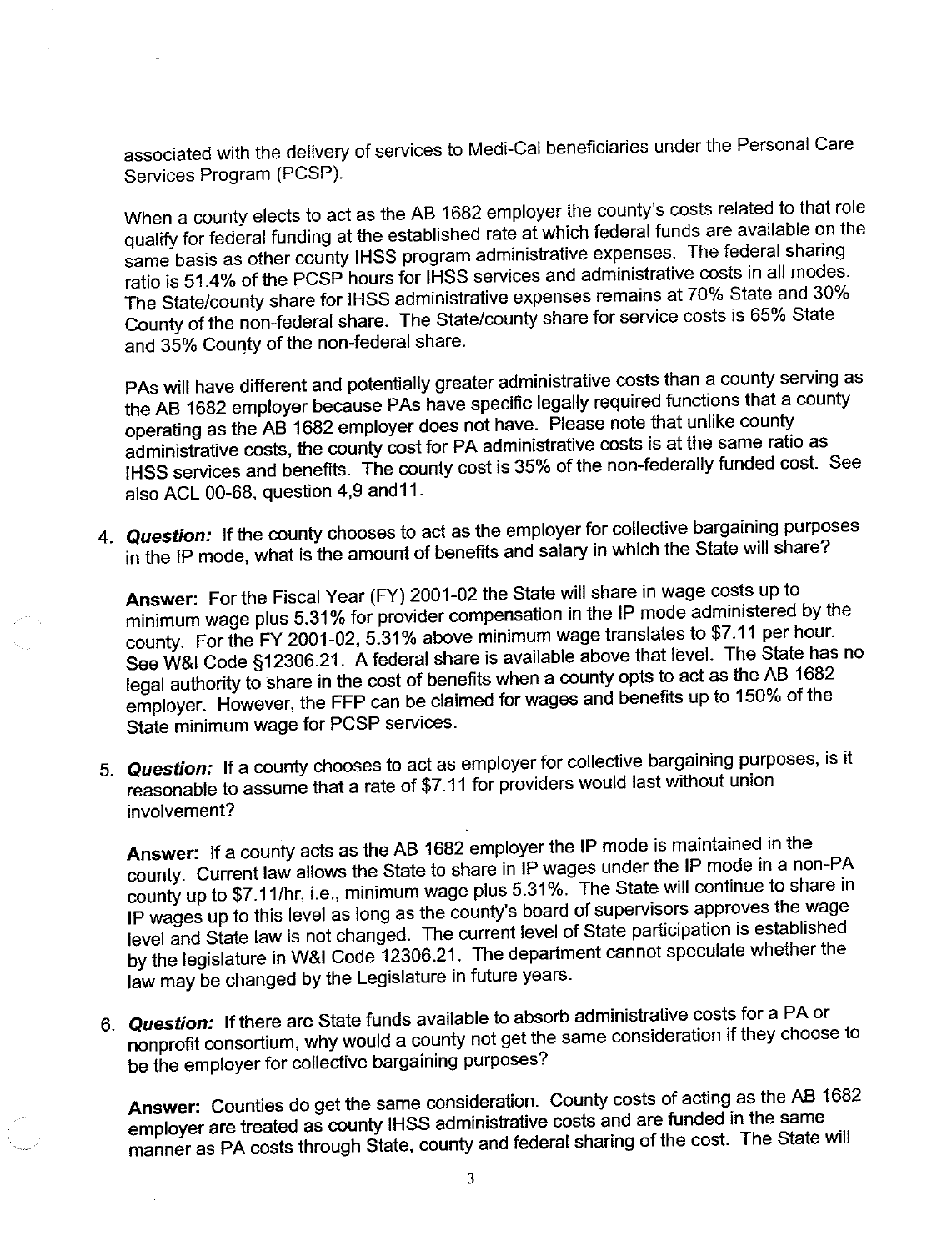associated with the delivery of services to Medi-Cal beneficiaries under the Personal Care Services Program (PCSP).

When a county elects to act as the AB 1682 employer the county's costs related to that role qualify for federal funding at the established rate at which federal funds are available on the same basis as other county IHSS program administrative expenses. The federal sharing ratio is 51.4% of the PCSP hours for IHSS services and administrative costs in all modes. The State/county share for IHSS administrative expenses remains at 70% State and 30% County of the non-federal share. The State/county share for service costs is 65% State and 35% County of the non-federal share.

PAs will have different and potentially greater administrative costs than a county serving as the AB 1682 employer because PAs have specific legally required functions that a county operating as the AB 1682 employer does not have. Please note that unlike county administrative costs, the county cost for PA administrative costs is at the same ratio as IHSS services and benefits. The county cost is 35% of the non-federally funded cost. See also ACL 00-68, question 4,9 and11.

4. ***Question:*** If the county chooses to act as the employer for collective bargaining purposes in the IP mode, what is the amount of benefits and salary in which the State will share?

   **Answer:** For the Fiscal Year (FY) 2001-02 the State will share in wage costs up to minimum wage plus 5.31% for provider compensation in the IP mode administered by the county. For the FY 2001-02, 5.31% above minimum wage translates to $7.11 per hour. See W&I Code §12306.21. A federal share is available above that level. The State has no legal authority to share in the cost of benefits when a county opts to act as the AB 1682 employer. However, the FFP can be claimed for wages and benefits up to 150% of the State minimum wage for PCSP services.

5. ***Question:*** If a county chooses to act as employer for collective bargaining purposes, is it reasonable to assume that a rate of $7.11 for providers would last without union involvement?

   **Answer:** If a county acts as the AB 1682 employer the IP mode is maintained in the county. Current law allows the State to share in IP wages under the IP mode in a non-PA county up to $7.11/hr, i.e., minimum wage plus 5.31%. The State will continue to share in IP wages up to this level as long as the county's board of supervisors approves the wage level and State law is not changed. The current level of State participation is established by the legislature in W&I Code 12306.21. The department cannot speculate whether the law may be changed by the Legislature in future years.

6. ***Question:*** If there are State funds available to absorb administrative costs for a PA or nonprofit consortium, why would a county not get the same consideration if they choose to be the employer for collective bargaining purposes?

   **Answer:** Counties do get the same consideration. County costs of acting as the AB 1682 employer are treated as county IHSS administrative costs and are funded in the same manner as PA costs through State, county and federal sharing of the cost. The State will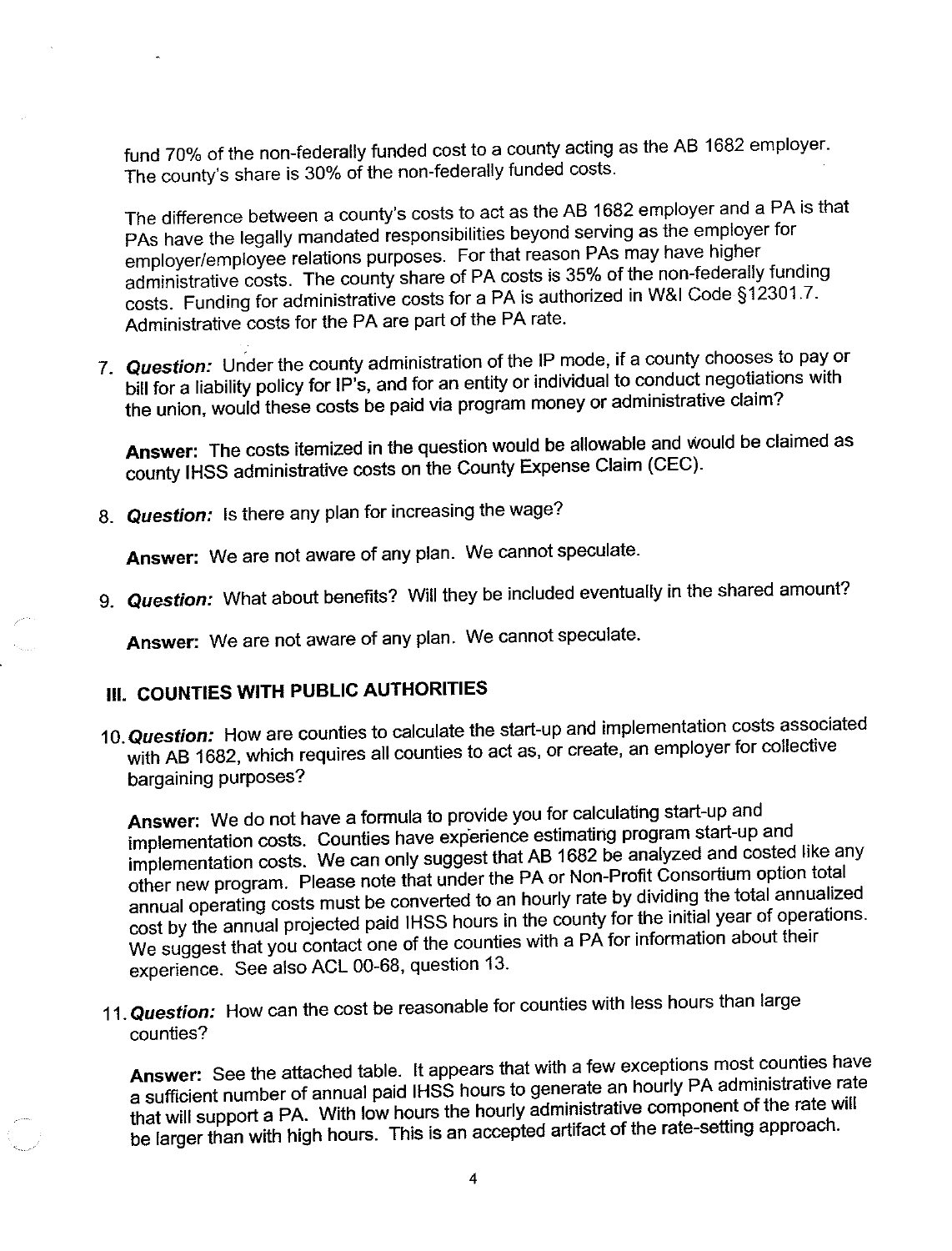fund 70% of the non-federally funded cost to a county acting as the AB 1682 employer. The county's share is 30% of the non-federally funded costs.

The difference between a county's costs to act as the AB 1682 employer and a PA is that PAs have the legally mandated responsibilities beyond serving as the employer for employer/employee relations purposes. For that reason PAs may have higher administrative costs. The county share of PA costs is 35% of the non-federally funding costs. Funding for administrative costs for a PA is authorized in W&I Code §12301.7. Administrative costs for the PA are part of the PA rate.

7. ***Question:*** Under the county administration of the IP mode, if a county chooses to pay or bill for a liability policy for IP's, and for an entity or individual to conduct negotiations with the union, would these costs be paid via program money or administrative claim?

   **Answer:** The costs itemized in the question would be allowable and would be claimed as county IHSS administrative costs on the County Expense Claim (CEC).

8. ***Question:*** Is there any plan for increasing the wage?

   **Answer:** We are not aware of any plan. We cannot speculate.

9. ***Question:*** What about benefits? Will they be included eventually in the shared amount?

   **Answer:** We are not aware of any plan. We cannot speculate.

## III. COUNTIES WITH PUBLIC AUTHORITIES

10. ***Question:*** How are counties to calculate the start-up and implementation costs associated with AB 1682, which requires all counties to act as, or create, an employer for collective bargaining purposes?

    **Answer:** We do not have a formula to provide you for calculating start-up and implementation costs. Counties have experience estimating program start-up and implementation costs. We can only suggest that AB 1682 be analyzed and costed like any other new program. Please note that under the PA or Non-Profit Consortium option total annual operating costs must be converted to an hourly rate by dividing the total annualized cost by the annual projected paid IHSS hours in the county for the initial year of operations. We suggest that you contact one of the counties with a PA for information about their experience. See also ACL 00-68, question 13.

11. ***Question:*** How can the cost be reasonable for counties with less hours than large counties?

    **Answer:** See the attached table. It appears that with a few exceptions most counties have a sufficient number of annual paid IHSS hours to generate an hourly PA administrative rate that will support a PA. With low hours the hourly administrative component of the rate will be larger than with high hours. This is an accepted artifact of the rate-setting approach.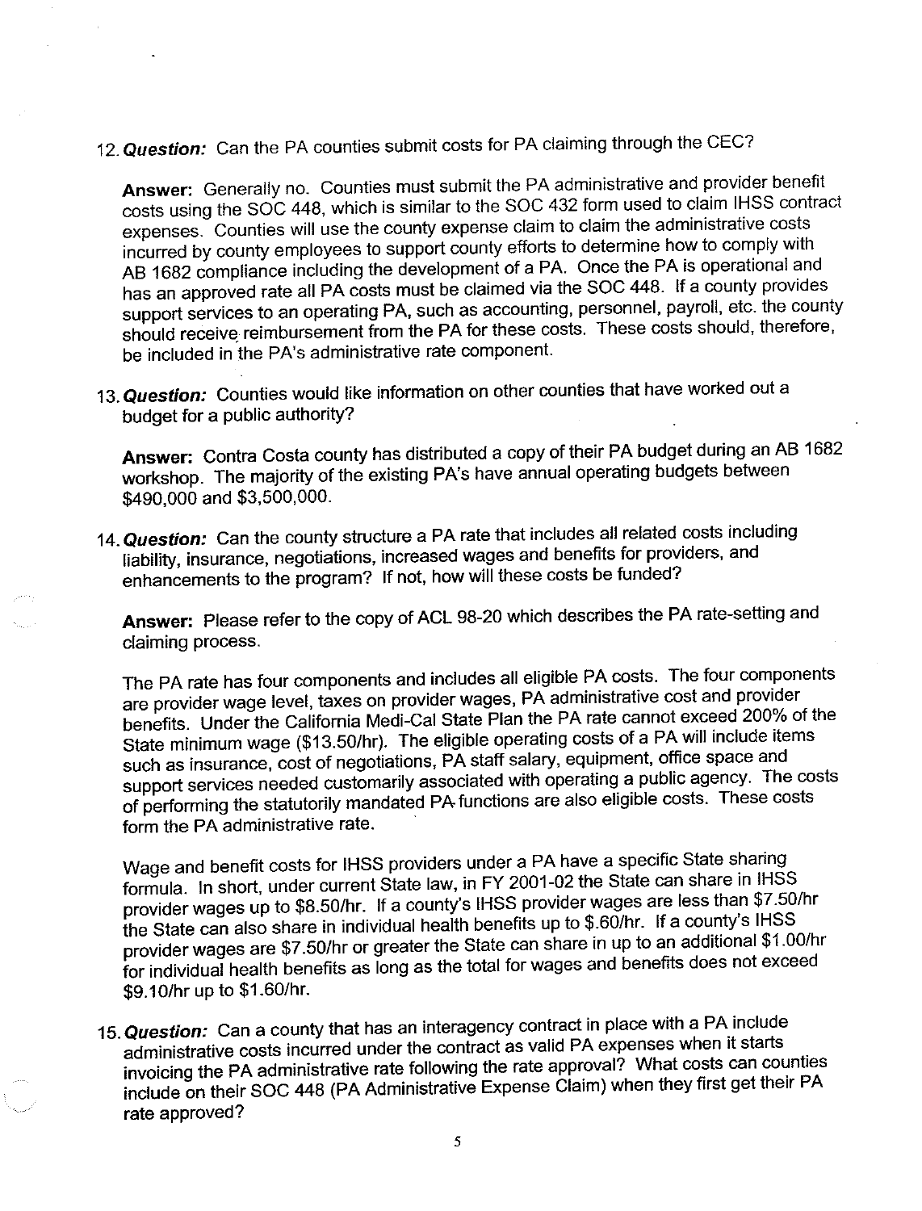12. ***Question:*** Can the PA counties submit costs for PA claiming through the CEC?

    **Answer:** Generally no. Counties must submit the PA administrative and provider benefit costs using the SOC 448, which is similar to the SOC 432 form used to claim IHSS contract expenses. Counties will use the county expense claim to claim the administrative costs incurred by county employees to support county efforts to determine how to comply with AB 1682 compliance including the development of a PA. Once the PA is operational and has an approved rate all PA costs must be claimed via the SOC 448. If a county provides support services to an operating PA, such as accounting, personnel, payroll, etc. the county should receive reimbursement from the PA for these costs. These costs should, therefore, be included in the PA's administrative rate component.

13. ***Question:*** Counties would like information on other counties that have worked out a budget for a public authority?

    **Answer:** Contra Costa county has distributed a copy of their PA budget during an AB 1682 workshop. The majority of the existing PA's have annual operating budgets between $490,000 and $3,500,000.

14. ***Question:*** Can the county structure a PA rate that includes all related costs including liability, insurance, negotiations, increased wages and benefits for providers, and enhancements to the program? If not, how will these costs be funded?

    **Answer:** Please refer to the copy of ACL 98-20 which describes the PA rate-setting and claiming process.

    The PA rate has four components and includes all eligible PA costs. The four components are provider wage level, taxes on provider wages, PA administrative cost and provider benefits. Under the California Medi-Cal State Plan the PA rate cannot exceed 200% of the State minimum wage ($13.50/hr). The eligible operating costs of a PA will include items such as insurance, cost of negotiations, PA staff salary, equipment, office space and support services needed customarily associated with operating a public agency. The costs of performing the statutorily mandated PA functions are also eligible costs. These costs form the PA administrative rate.

    Wage and benefit costs for IHSS providers under a PA have a specific State sharing formula. In short, under current State law, in FY 2001-02 the State can share in IHSS provider wages up to $8.50/hr. If a county's IHSS provider wages are less than $7.50/hr the State can also share in individual health benefits up to $.60/hr. If a county's IHSS provider wages are $7.50/hr or greater the State can share in up to an additional $1.00/hr for individual health benefits as long as the total for wages and benefits does not exceed $9.10/hr up to $1.60/hr.

15. ***Question:*** Can a county that has an interagency contract in place with a PA include administrative costs incurred under the contract as valid PA expenses when it starts invoicing the PA administrative rate following the rate approval? What costs can counties include on their SOC 448 (PA Administrative Expense Claim) when they first get their PA rate approved?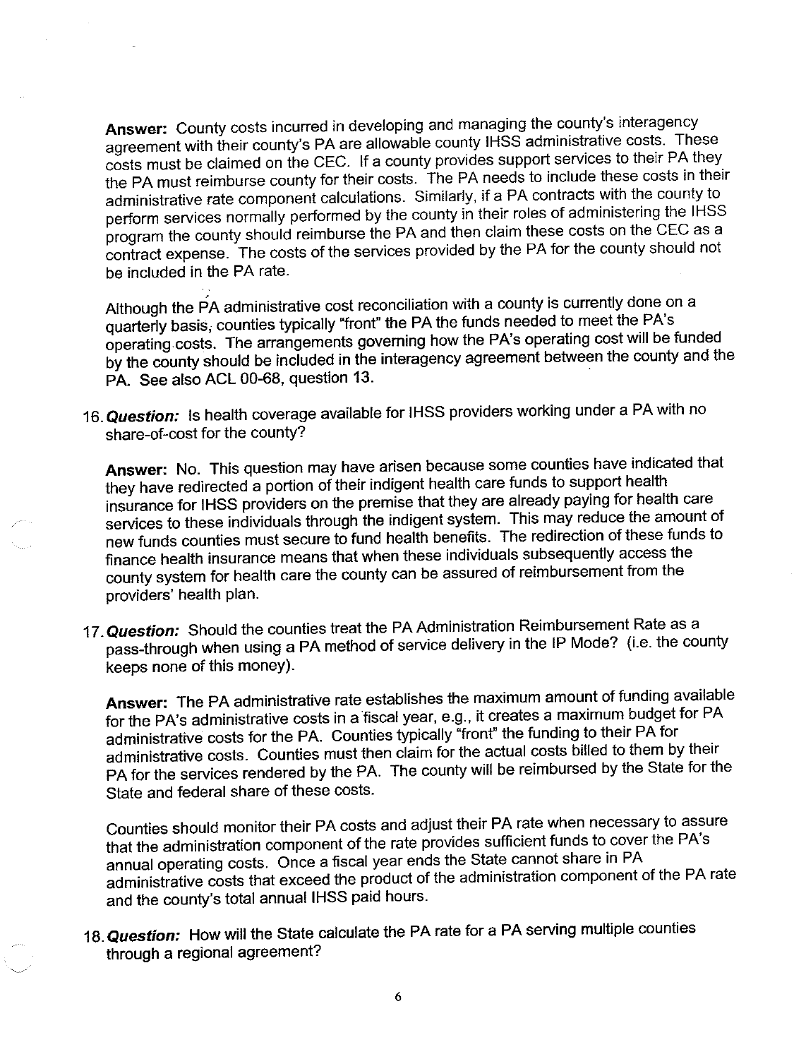**Answer:** County costs incurred in developing and managing the county's interagency agreement with their county's PA are allowable county IHSS administrative costs. These costs must be claimed on the CEC. If a county provides support services to their PA they the PA must reimburse county for their costs. The PA needs to include these costs in their administrative rate component calculations. Similarly, if a PA contracts with the county to perform services normally performed by the county in their roles of administering the IHSS program the county should reimburse the PA and then claim these costs on the CEC as a contract expense. The costs of the services provided by the PA for the county should not be included in the PA rate.

Although the PA administrative cost reconciliation with a county is currently done on a quarterly basis, counties typically "front" the PA the funds needed to meet the PA's operating costs. The arrangements governing how the PA's operating cost will be funded by the county should be included in the interagency agreement between the county and the PA. See also ACL 00-68, question 13.

16. ***Question:*** Is health coverage available for IHSS providers working under a PA with no share-of-cost for the county?

    **Answer:** No. This question may have arisen because some counties have indicated that they have redirected a portion of their indigent health care funds to support health insurance for IHSS providers on the premise that they are already paying for health care services to these individuals through the indigent system. This may reduce the amount of new funds counties must secure to fund health benefits. The redirection of these funds to finance health insurance means that when these individuals subsequently access the county system for health care the county can be assured of reimbursement from the providers' health plan.

17. ***Question:*** Should the counties treat the PA Administration Reimbursement Rate as a pass-through when using a PA method of service delivery in the IP Mode? (i.e. the county keeps none of this money).

    **Answer:** The PA administrative rate establishes the maximum amount of funding available for the PA's administrative costs in a fiscal year, e.g., it creates a maximum budget for PA administrative costs for the PA. Counties typically "front" the funding to their PA for administrative costs. Counties must then claim for the actual costs billed to them by their PA for the services rendered by the PA. The county will be reimbursed by the State for the State and federal share of these costs.

    Counties should monitor their PA costs and adjust their PA rate when necessary to assure that the administration component of the rate provides sufficient funds to cover the PA's annual operating costs. Once a fiscal year ends the State cannot share in PA administrative costs that exceed the product of the administration component of the PA rate and the county's total annual IHSS paid hours.

18. ***Question:*** How will the State calculate the PA rate for a PA serving multiple counties through a regional agreement?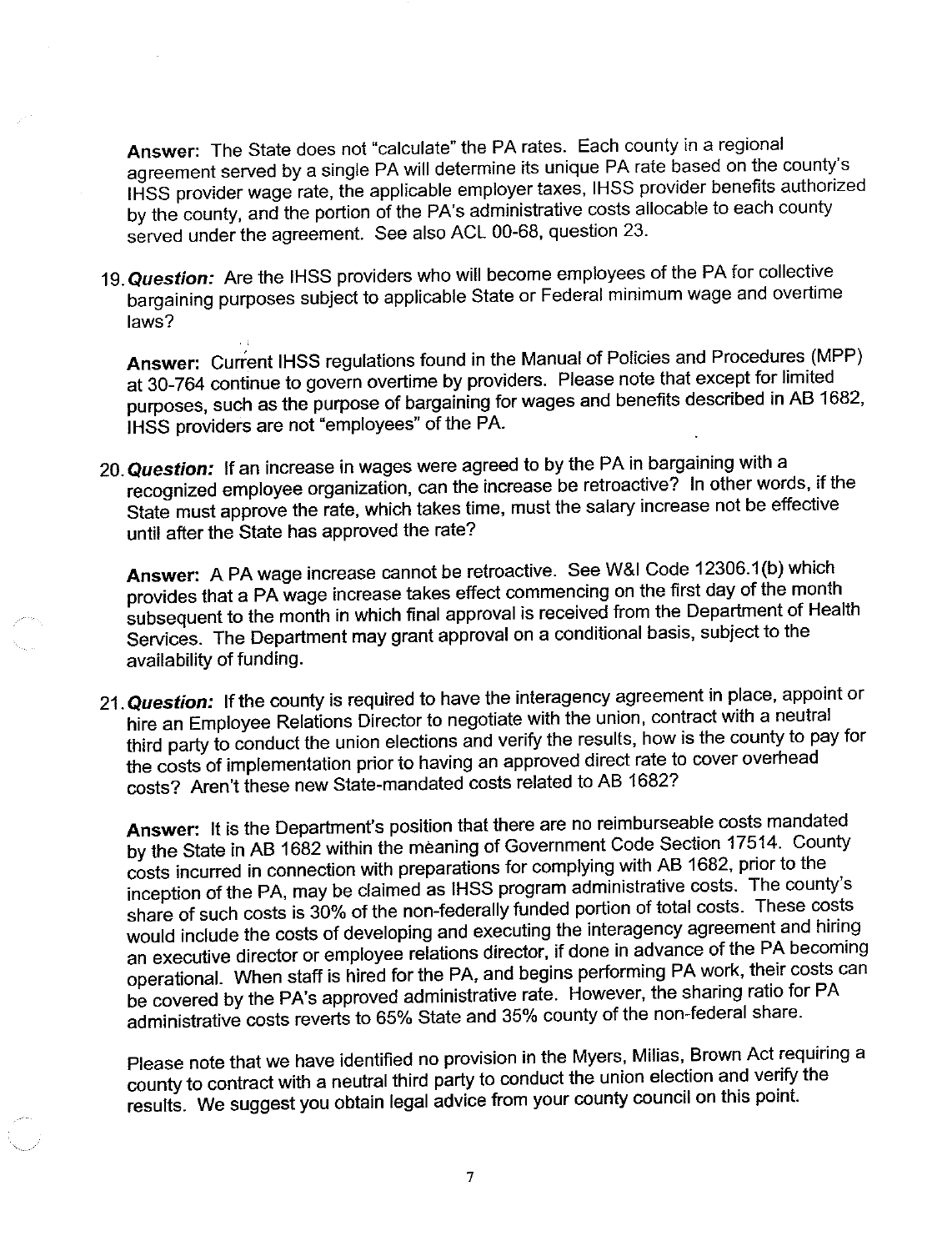**Answer:** The State does not "calculate" the PA rates. Each county in a regional agreement served by a single PA will determine its unique PA rate based on the county's IHSS provider wage rate, the applicable employer taxes, IHSS provider benefits authorized by the county, and the portion of the PA's administrative costs allocable to each county served under the agreement. See also ACL 00-68, question 23.

19. ***Question:*** Are the IHSS providers who will become employees of the PA for collective bargaining purposes subject to applicable State or Federal minimum wage and overtime laws?

    **Answer:** Current IHSS regulations found in the Manual of Policies and Procedures (MPP) at 30-764 continue to govern overtime by providers. Please note that except for limited purposes, such as the purpose of bargaining for wages and benefits described in AB 1682, IHSS providers are not "employees" of the PA.

20. ***Question:*** If an increase in wages were agreed to by the PA in bargaining with a recognized employee organization, can the increase be retroactive? In other words, if the State must approve the rate, which takes time, must the salary increase not be effective until after the State has approved the rate?

    **Answer:** A PA wage increase cannot be retroactive. See W&I Code 12306.1(b) which provides that a PA wage increase takes effect commencing on the first day of the month subsequent to the month in which final approval is received from the Department of Health Services. The Department may grant approval on a conditional basis, subject to the availability of funding.

21. ***Question:*** If the county is required to have the interagency agreement in place, appoint or hire an Employee Relations Director to negotiate with the union, contract with a neutral third party to conduct the union elections and verify the results, how is the county to pay for the costs of implementation prior to having an approved direct rate to cover overhead costs? Aren't these new State-mandated costs related to AB 1682?

    **Answer:** It is the Department's position that there are no reimburseable costs mandated by the State in AB 1682 within the meaning of Government Code Section 17514. County costs incurred in connection with preparations for complying with AB 1682, prior to the inception of the PA, may be claimed as IHSS program administrative costs. The county's share of such costs is 30% of the non-federally funded portion of total costs. These costs would include the costs of developing and executing the interagency agreement and hiring an executive director or employee relations director, if done in advance of the PA becoming operational. When staff is hired for the PA, and begins performing PA work, their costs can be covered by the PA's approved administrative rate. However, the sharing ratio for PA administrative costs reverts to 65% State and 35% county of the non-federal share.

    Please note that we have identified no provision in the Myers, Milias, Brown Act requiring a county to contract with a neutral third party to conduct the union election and verify the results. We suggest you obtain legal advice from your county council on this point.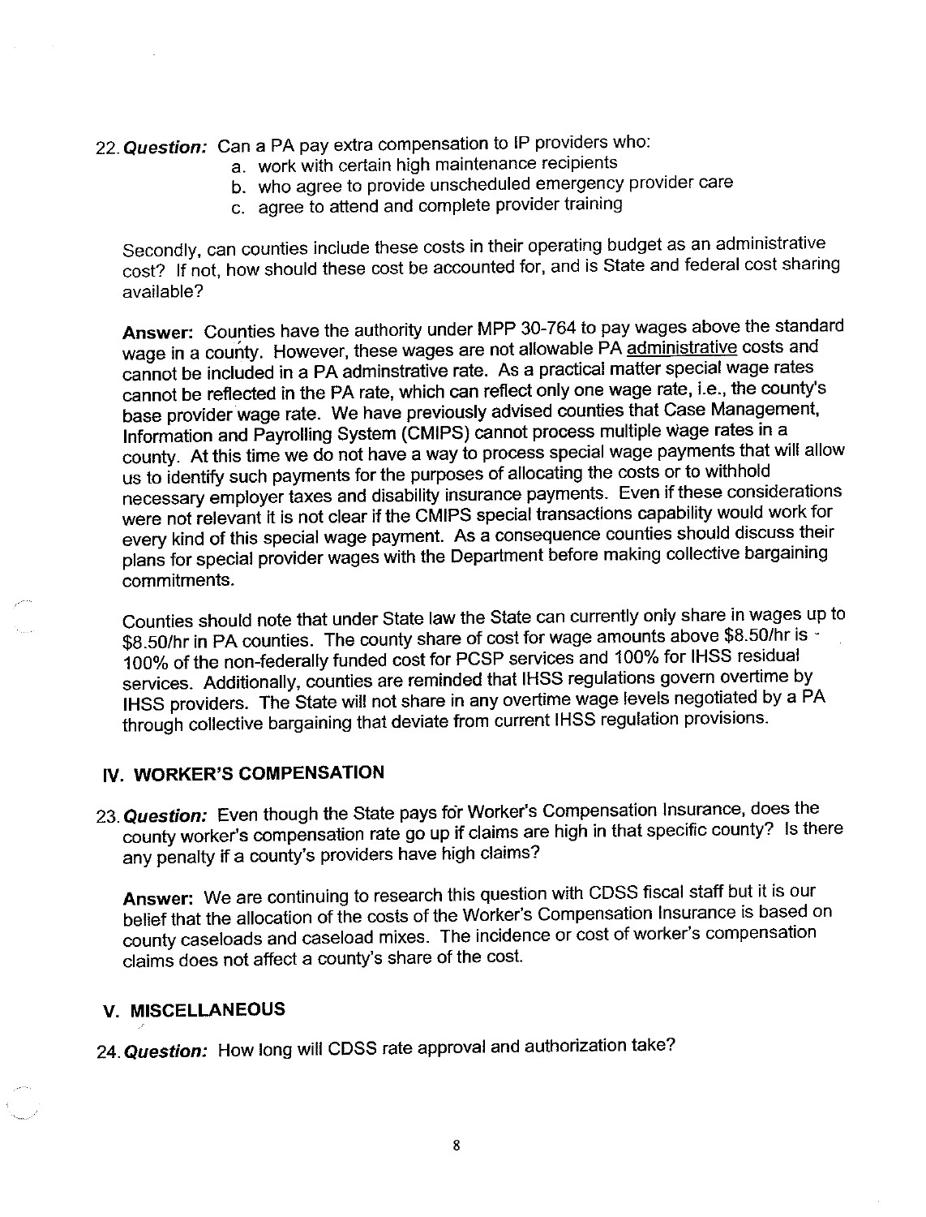22. ***Question:*** Can a PA pay extra compensation to IP providers who:
    a. work with certain high maintenance recipients
    b. who agree to provide unscheduled emergency provider care
    c. agree to attend and complete provider training

    Secondly, can counties include these costs in their operating budget as an administrative cost? If not, how should these cost be accounted for, and is State and federal cost sharing available?

    **Answer:** Counties have the authority under MPP 30-764 to pay wages above the standard wage in a county. However, these wages are not allowable PA <u>administrative</u> costs and cannot be included in a PA adminstrative rate. As a practical matter special wage rates cannot be reflected in the PA rate, which can reflect only one wage rate, i.e., the county's base provider wage rate. We have previously advised counties that Case Management, Information and Payrolling System (CMIPS) cannot process multiple wage rates in a county. At this time we do not have a way to process special wage payments that will allow us to identify such payments for the purposes of allocating the costs or to withhold necessary employer taxes and disability insurance payments. Even if these considerations were not relevant it is not clear if the CMIPS special transactions capability would work for every kind of this special wage payment. As a consequence counties should discuss their plans for special provider wages with the Department before making collective bargaining commitments.

    Counties should note that under State law the State can currently only share in wages up to \$8.50/hr in PA counties. The county share of cost for wage amounts above \$8.50/hr is 100% of the non-federally funded cost for PCSP services and 100% for IHSS residual services. Additionally, counties are reminded that IHSS regulations govern overtime by IHSS providers. The State will not share in any overtime wage levels negotiated by a PA through collective bargaining that deviate from current IHSS regulation provisions.

## IV. WORKER'S COMPENSATION

23. ***Question:*** Even though the State pays for Worker's Compensation Insurance, does the county worker's compensation rate go up if claims are high in that specific county? Is there any penalty if a county's providers have high claims?

    **Answer:** We are continuing to research this question with CDSS fiscal staff but it is our belief that the allocation of the costs of the Worker's Compensation Insurance is based on county caseloads and caseload mixes. The incidence or cost of worker's compensation claims does not affect a county's share of the cost.

## V. MISCELLANEOUS

24. ***Question:*** How long will CDSS rate approval and authorization take?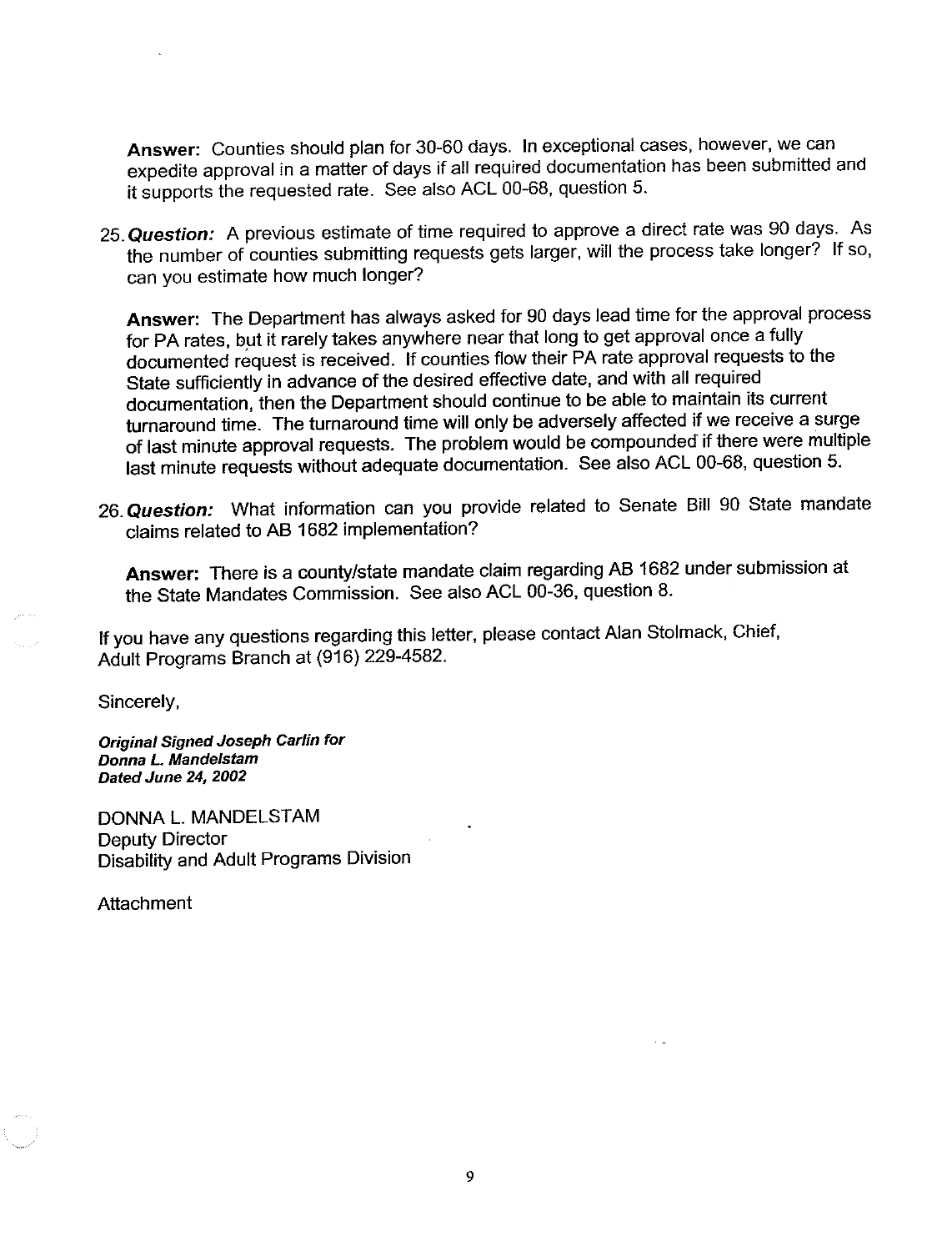**Answer:** Counties should plan for 30-60 days. In exceptional cases, however, we can expedite approval in a matter of days if all required documentation has been submitted and it supports the requested rate. See also ACL 00-68, question 5.

25. ***Question:*** A previous estimate of time required to approve a direct rate was 90 days. As the number of counties submitting requests gets larger, will the process take longer? If so, can you estimate how much longer?

    **Answer:** The Department has always asked for 90 days lead time for the approval process for PA rates, but it rarely takes anywhere near that long to get approval once a fully documented request is received. If counties flow their PA rate approval requests to the State sufficiently in advance of the desired effective date, and with all required documentation, then the Department should continue to be able to maintain its current turnaround time. The turnaround time will only be adversely affected if we receive a surge of last minute approval requests. The problem would be compounded if there were multiple last minute requests without adequate documentation. See also ACL 00-68, question 5.

26. ***Question:*** What information can you provide related to Senate Bill 90 State mandate claims related to AB 1682 implementation?

    **Answer:** There is a county/state mandate claim regarding AB 1682 under submission at the State Mandates Commission. See also ACL 00-36, question 8.

If you have any questions regarding this letter, please contact Alan Stolmack, Chief, Adult Programs Branch at (916) 229-4582.

Sincerely,

***Original Signed Joseph Carlin for***
***Donna L. Mandelstam***
***Dated June 24, 2002***

DONNA L. MANDELSTAM
Deputy Director
Disability and Adult Programs Division

Attachment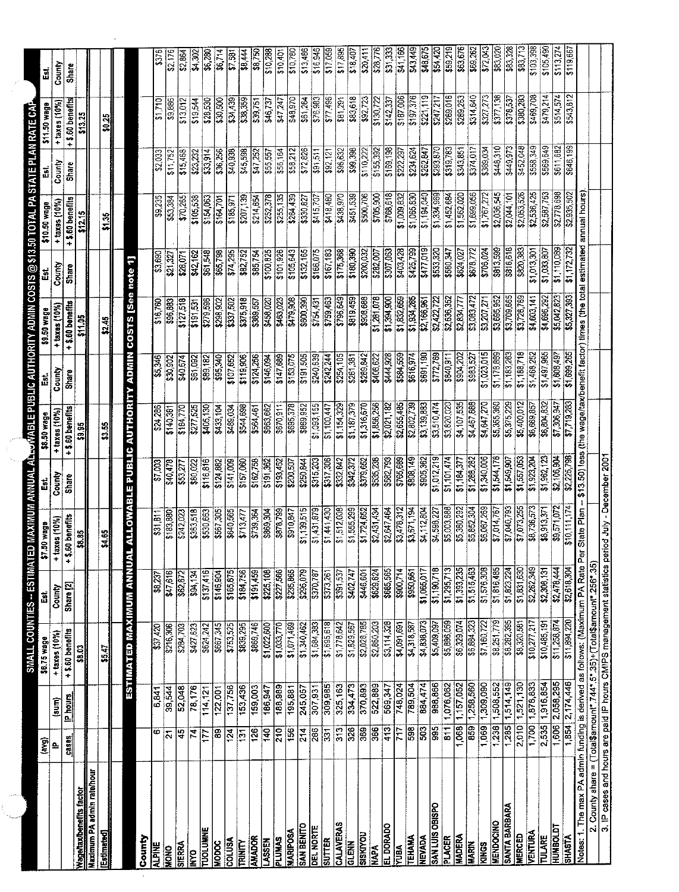# SMALL COUNTIES -- ESTIMATED MAXIMUM ANNUAL ALLOWABLE PUBLIC AUTHORITY ADMIN COSTS @ $13.50 TOTAL PA STATE PLAN RATE CAP

| County | (avg) IP cases | (sum) IP hours | $6.75 wage + taxes (10%) + $.60 benefits | Est. County Share [2] | $7.50 wage + taxes (10%) + $.60 benefits | Est. County Share | $8.50 wage + taxes (10%) + $.60 benefits | Est. County Share | $9.50 wage + taxes (10%) + $.60 benefits | Est. County Share | $10.50 wage + taxes (10%) + $.60 benefits | Est. County Share | $11.50 wage + taxes (10%) + $.60 benefits | Est. County Share |
|---|---|---|---|---|---|---|---|---|---|---|---|---|---|---|
| Wage/tax/benefits factor | | | $8.03 | | $8.85 | | $9.95 | | $11.05 | | $12.15 | | $13.25 | |
| Maximum PA admin rate/hour [Estimated] | | | $5.47 | | $4.65 | | $3.55 | | $2.45 | | $1.35 | | $0.25 | |
| **ESTIMATED MAXIMUM ANNUAL ALLOWABLE PUBLIC AUTHORITY ADMIN COSTS [See note 1]** | | | | | | | | | | | | | | |
| ALPINE | 6 | 6,841 | $37,420 | $8,237 | $31,811 | $7,003 | $24,286 | $5,346 | $16,760 | $3,690 | $9,235 | $2,033 | $1,710 | $376 |
| MONO | 21 | 39,544 | $216,306 | $47,616 | $183,880 | $40,478 | $140,381 | $30,902 | $96,883 | $21,327 | $53,384 | $11,752 | $9,886 | $2,176 |
| SIERRA | 45 | 52,048 | $284,703 | $62,672 | $242,023 | $53,277 | $184,770 | $40,674 | $127,518 | $28,071 | $70,265 | $15,468 | $13,012 | $2,864 |
| INYO | 74 | 78,176 | $427,623 | $94,134 | $363,518 | $80,022 | $277,525 | $61,092 | $191,531 | $42,162 | $105,538 | $23,232 | $19,544 | $4,302 |
| TUOLUMNE | 177 | 114,121 | $624,242 | $137,416 | $530,663 | $116,816 | $405,130 | $89,182 | $279,596 | $61,548 | $154,063 | $33,914 | $28,530 | $6,280 |
| MODOC | 89 | 122,001 | $667,345 | $146,904 | $567,305 | $124,882 | $433,104 | $95,340 | $298,902 | $65,798 | $164,701 | $36,256 | $30,500 | $6,714 |
| COLUSA | 124 | 137,756 | $753,525 | $165,875 | $640,565 | $141,009 | $489,034 | $107,652 | $337,502 | $74,295 | $185,971 | $40,938 | $34,439 | $7,581 |
| TRINITY | 131 | 153,436 | $839,295 | $184,756 | $713,477 | $157,060 | $544,698 | $119,906 | $375,918 | $82,752 | $207,139 | $45,598 | $38,359 | $8,444 |
| AMADOR | 126 | 159,003 | $869,746 | $191,459 | $739,364 | $162,758 | $564,461 | $124,256 | $389,557 | $85,754 | $214,654 | $47,252 | $39,751 | $8,750 |
| LASSEN | 140 | 186,947 | $1,022,600 | $225,108 | $869,304 | $191,362 | $663,662 | $146,094 | $458,020 | $100,826 | $252,378 | $55,557 | $46,737 | $10,288 |
| PLUMAS | 210 | 188,989 | $1,033,770 | $227,566 | $878,799 | $193,452 | $670,911 | $147,689 | $463,023 | $101,926 | $255,135 | $56,164 | $47,247 | $10,401 |
| MARIPOSA | 156 | 195,881 | $1,071,469 | $235,865 | $910,847 | $200,507 | $695,378 | $153,075 | $479,908 | $105,643 | $264,439 | $58,212 | $48,970 | $10,780 |
| SAN BENITO | 214 | 245,057 | $1,340,462 | $295,079 | $1,139,515 | $250,844 | $869,952 | $191,505 | $600,390 | $132,165 | $330,827 | $72,826 | $61,264 | $13,486 |
| DEL NORTE | 286 | 307,931 | $1,684,383 | $370,787 | $1,431,879 | $315,203 | $1,093,155 | $240,639 | $754,431 | $166,075 | $415,707 | $91,511 | $76,983 | $16,946 |
| SUTTER | 331 | 309,985 | $1,695,618 | $373,261 | $1,441,430 | $317,306 | $1,100,447 | $242,244 | $759,463 | $167,183 | $418,480 | $92,121 | $77,496 | $17,059 |
| CALAVERAS | 313 | 325,163 | $1,778,642 | $391,537 | $1,512,008 | $332,842 | $1,154,329 | $254,105 | $796,649 | $175,368 | $438,970 | $96,632 | $81,291 | $17,895 |
| GLENN | 326 | 334,473 | $1,829,567 | $402,747 | $1,555,299 | $342,372 | $1,187,379 | $261,381 | $819,459 | $180,390 | $451,539 | $99,398 | $83,618 | $18,407 |
| SISKIYOU | 369 | 370,893 | $2,028,785 | $446,601 | $1,724,652 | $379,652 | $1,316,670 | $289,842 | $908,688 | $200,032 | $500,706 | $110,222 | $92,723 | $20,411 |
| NAPA | 386 | 522,889 | $2,860,203 | $629,624 | $2,431,434 | $535,238 | $1,856,256 | $408,622 | $1,281,078 | $282,007 | $705,900 | $155,392 | $130,722 | $28,776 |
| EL DORADO | 413 | 569,347 | $3,114,328 | $685,565 | $2,647,464 | $582,793 | $2,021,182 | $444,928 | $1,394,900 | $307,063 | $768,618 | $169,198 | $142,337 | $31,333 |
| YUBA | 717 | 748,024 | $4,091,691 | $900,714 | $3,478,312 | $765,689 | $2,655,485 | $584,559 | $1,832,659 | $403,428 | $1,009,832 | $222,297 | $187,006 | $41,166 |
| TEHAMA | 598 | 789,504 | $4,318,587 | $950,661 | $3,671,194 | $808,149 | $2,802,739 | $616,974 | $1,934,285 | $425,799 | $1,065,830 | $234,624 | $197,376 | $43,449 |
| NEVADA | 503 | 884,474 | $4,838,073 | $1,065,017 | $4,112,804 | $905,362 | $3,139,883 | $691,190 | $2,166,961 | $477,019 | $1,194,040 | $262,847 | $221,119 | $48,675 |
| SAN LUIS OBISPO | 995 | 988,866 | $5,409,097 | $1,190,718 | $4,598,227 | $1,012,219 | $3,510,474 | $772,769 | $2,422,722 | $533,320 | $1,334,969 | $293,870 | $247,217 | $54,420 |
| PLACER | 811 | 1,076,062 | $5,886,059 | $1,295,713 | $5,003,688 | $1,101,474 | $3,820,020 | $840,911 | $2,636,352 | $580,347 | $1,452,684 | $319,783 | $269,016 | $59,219 |
| MADERA | 1,068 | 1,157,052 | $6,329,074 | $1,393,235 | $5,380,292 | $1,184,377 | $4,107,535 | $904,202 | $2,834,777 | $624,027 | $1,562,020 | $343,851 | $289,263 | $63,676 |
| MARIN | 859 | 1,258,560 | $6,884,323 | $1,515,463 | $5,852,304 | $1,288,282 | $4,467,888 | $983,527 | $3,083,472 | $678,772 | $1,699,056 | $374,017 | $314,640 | $69,262 |
| KINGS | 1,069 | 1,309,090 | $7,160,722 | $1,576,308 | $6,087,269 | $1,340,006 | $4,647,270 | $1,023,015 | $3,207,271 | $706,024 | $1,767,272 | $389,034 | $327,273 | $72,043 |
| MENDOCINO | 1,238 | 1,508,552 | $8,251,779 | $1,816,485 | $7,014,767 | $1,544,178 | $5,355,360 | $1,178,889 | $3,695,952 | $813,599 | $2,036,545 | $448,310 | $377,138 | $83,020 |
| SANTA BARBARA | 1,285 | 1,514,149 | $8,282,395 | $1,823,224 | $7,040,793 | $1,549,907 | $5,375,229 | $1,183,263 | $3,709,665 | $816,618 | $2,044,101 | $449,973 | $378,537 | $83,328 |
| MERCED | 2,010 | 1,521,130 | $8,320,581 | $1,831,630 | $7,073,255 | $1,557,053 | $5,400,012 | $1,188,718 | $3,726,769 | $820,383 | $2,053,526 | $452,048 | $380,283 | $83,713 |
| VENTURA | 1,700 | 1,878,833 | $10,277,217 | $2,262,349 | $8,736,573 | $1,923,204 | $6,669,857 | $1,468,252 | $4,603,141 | $1,013,301 | $2,536,425 | $558,349 | $469,708 | $103,398 |
| TULARE | 2,535 | 1,916,854 | $10,485,191 | $2,308,131 | $8,913,371 | $1,962,123 | $6,804,832 | $1,497,965 | $4,696,292 | $1,033,807 | $2,587,753 | $569,649 | $479,214 | $105,490 |
| HUMBOLDT | 1,606 | 2,058,295 | $11,258,874 | $2,478,444 | $9,571,072 | $2,106,904 | $7,306,947 | $1,608,497 | $5,042,823 | $1,110,089 | $2,778,698 | $611,682 | $514,574 | $113,274 |
| SHASTA | 1,854 | 2,174,446 | $11,894,220 | $2,618,304 | $10,111,174 | $2,225,798 | $7,719,283 | $1,699,265 | $5,327,393 | $1,172,732 | $2,935,502 | $646,199 | $543,612 | $119,667 |

Notes: 1. The max PA admin funding is derived as follows: (Maximum PA Rate Per State Plan -- $13.50) less (the wage/tax/benefit factor) times (the total estimated annual hours).

2. County share = (Total$amount*.744*.5*.35)+(Total$amount*.256*.35)

3. IP cases and hours are paid IP hours CMIPS management statistics period July - December 2001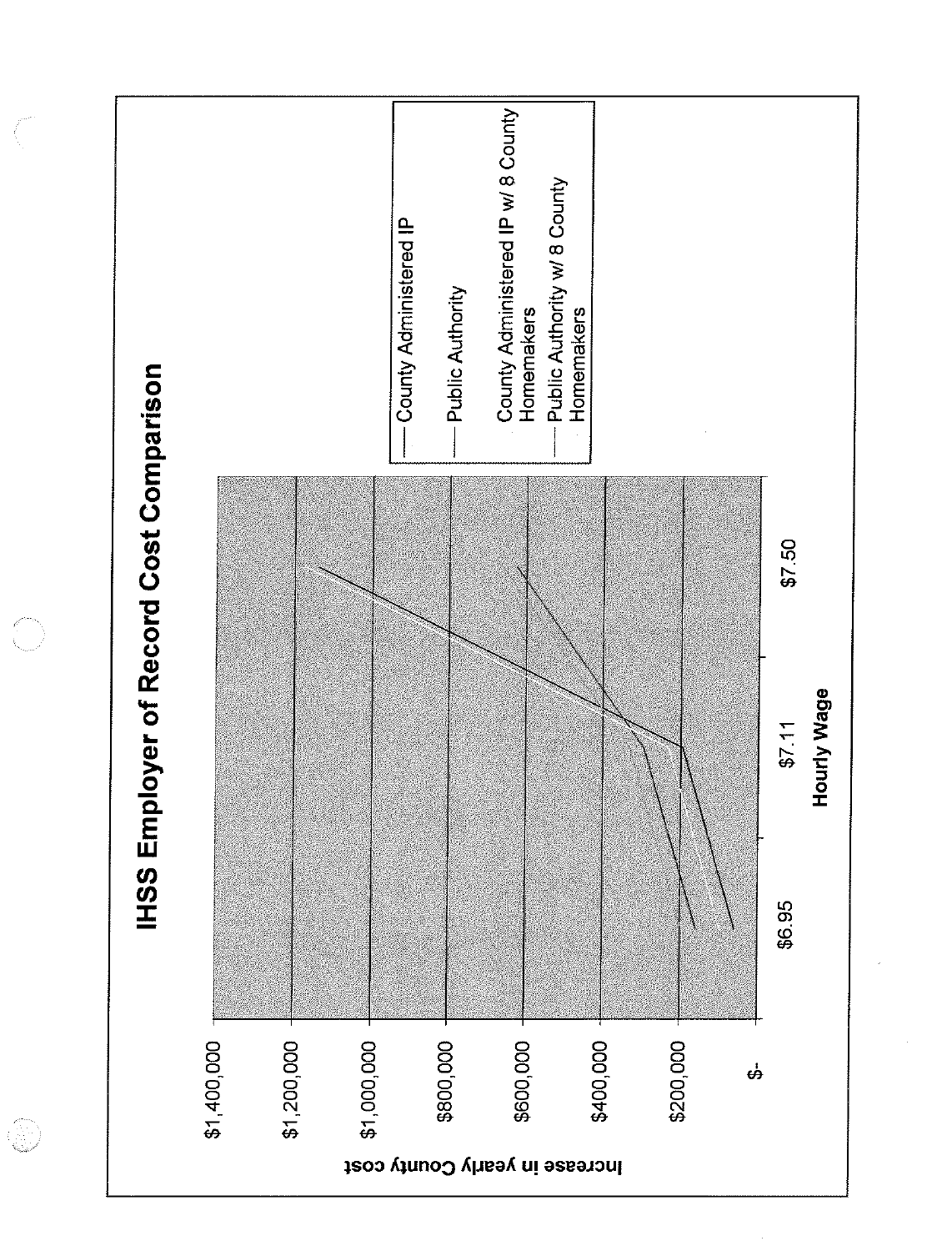# IHSS Employer of Record Cost Comparison

$1,400,000

$1,200,000

$1,000,000

$800,000

$600,000

$400,000

$200,000

$-

Increase in yearly County cost

$6.95

$7.11

$7.50

Hourly Wage

County Administered IP

Public Authority

County Administered IP w/ 8 County Homemakers

Public Authority w/ 8 County Homemakers